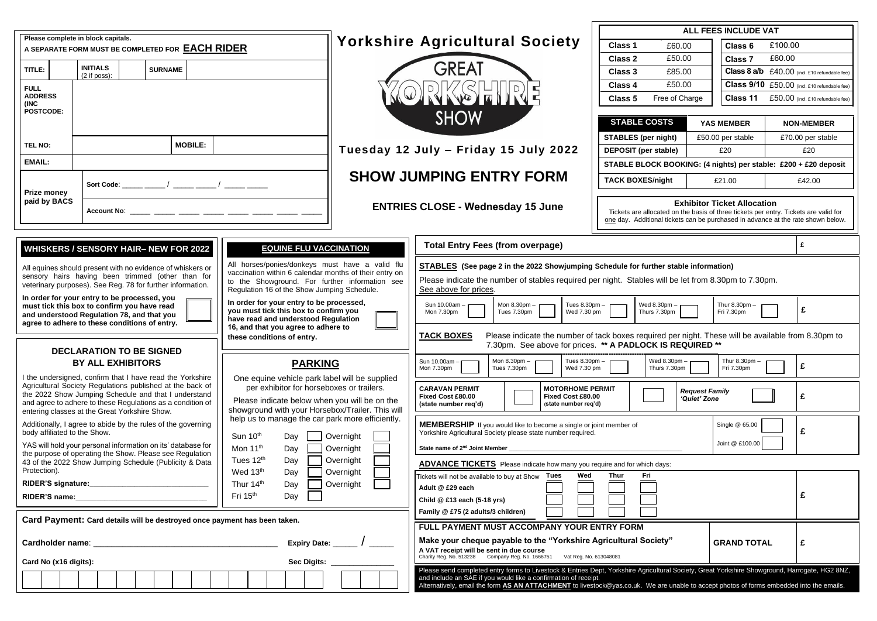**Please complete in block capitals.**

**A SEPARATE FORM MUST BE COMPLETED FOR EACH RIDER**

| TITLE: | | INITIALS (2 if poss): | | SURNAME | |
|---|---|---|---|---|---|
| FULL ADDRESS (INC POSTCODE: | | | | | |
| TEL NO: | | | | MOBILE: | |
| EMAIL: | | | | | |

**Prize money paid by BACS**

Sort Code: _____ _____ / _____ _____ / _____ _____

Account No: _____ _____ _____ _____ _____ _____ _____ _____

# Yorkshire Agricultural Society

GREAT YORKSHIRE SHOW

**Tuesday 12 July – Friday 15 July 2022**

# SHOW JUMPING ENTRY FORM

**ENTRIES CLOSE - Wednesday 15 June**

| ALL FEES INCLUDE VAT | | | |
|---|---|---|---|
| **Class 1** | £60.00 | **Class 6** | £100.00 |
| **Class 2** | £50.00 | **Class 7** | £60.00 |
| **Class 3** | £85.00 | **Class 8 a/b** | £40.00 (incl. £10 refundable fee) |
| **Class 4** | £50.00 | **Class 9/10** | £50.00 (incl. £10 refundable fee) |
| **Class 5** | Free of Charge | **Class 11** | £50.00 (incl. £10 refundable fee) |

| STABLE COSTS | YAS MEMBER | NON-MEMBER |
|---|---|---|
| STABLES (per night) | £50.00 per stable | £70.00 per stable |
| DEPOSIT (per stable) | £20 | £20 |
| STABLE BLOCK BOOKING: (4 nights) per stable: £200 + £20 deposit | | |
| TACK BOXES/night | £21.00 | £42.00 |

**Exhibitor Ticket Allocation**

Tickets are allocated on the basis of three tickets per entry. Tickets are valid for one day. Additional tickets can be purchased in advance at the rate shown below.

## WHISKERS / SENSORY HAIR– NEW FOR 2022

All equines should present with no evidence of whiskers or sensory hairs having been trimmed (other than for veterinary purposes). See Reg. 78 for further information.

**In order for your entry to be processed, you must tick this box to confirm you have read and understood Regulation 78, and that you agree to adhere to these conditions of entry.** ☐

## EQUINE FLU VACCINATION

All horses/ponies/donkeys must have a valid flu vaccination within 6 calendar months of their entry on to the Showground. For further information see Regulation 16 of the Show Jumping Schedule.

**In order for your entry to be processed, you must tick this box to confirm you have read and understood Regulation 16, and that you agree to adhere to these conditions of entry.** ☐

## DECLARATION TO BE SIGNED BY ALL EXHIBITORS

I the undersigned, confirm that I have read the Yorkshire Agricultural Society Regulations published at the back of the 2022 Show Jumping Schedule and that I understand and agree to adhere to these Regulations as a condition of entering classes at the Great Yorkshire Show.

Additionally, I agree to abide by the rules of the governing body affiliated to the Show.

YAS will hold your personal information on its' database for the purpose of operating the Show. Please see Regulation 43 of the 2022 Show Jumping Schedule (Publicity & Data Protection).

**RIDER'S signature:**_____________________________

**RIDER'S name:**_________________________________

## PARKING

One equine vehicle park label will be supplied per exhibitor for horseboxes or trailers.

Please indicate below when you will be on the showground with your Horsebox/Trailer. This will help us to manage the car park more efficiently.

| | Day | Overnight |
|---|---|---|
| Sun 10th | ☐ | ☐ |
| Mon 11th | ☐ | ☐ |
| Tues 12th | ☐ | ☐ |
| Wed 13th | ☐ | ☐ |
| Thur 14th | ☐ | ☐ |
| Fri 15th | ☐ | |

**Total Entry Fees (from overpage)** £

**STABLES (See page 2 in the 2022 Showjumping Schedule for further stable information)**

Please indicate the number of stables required per night. Stables will be let from 8.30pm to 7.30pm. See above for prices.

| Sun 10.00am – Mon 7.30pm | Mon 8.30pm – Tues 7.30pm | Tues 8.30pm – Wed 7.30 pm | Wed 8.30pm – Thurs 7.30pm | Thur 8.30pm – Fri 7.30pm | £ |
|---|---|---|---|---|---|
| | | | | | |

**TACK BOXES** Please indicate the number of tack boxes required per night. These will be available from 8.30pm to 7.30pm. See above for prices. **\*\* A PADLOCK IS REQUIRED \*\***

| Sun 10.00am – Mon 7.30pm | Mon 8.30pm – Tues 7.30pm | Tues 8.30pm – Wed 7.30 pm | Wed 8.30pm – Thurs 7.30pm | Thur 8.30pm – Fri 7.30pm | £ |
|---|---|---|---|---|---|
| | | | | | |

| CARAVAN PERMIT Fixed Cost £80.00 (state number req'd) | | MOTORHOME PERMIT Fixed Cost £80.00 (state number req'd) | | *Request Family 'Quiet' Zone* | | £ |
|---|---|---|---|---|---|---|

**MEMBERSHIP** If you would like to become a single or joint member of Yorkshire Agricultural Society please state number required.

Single @ 65.00 ☐ Joint @ £100.00 ☐ £

**State name of 2nd Joint Member** ___________________________________________

**ADVANCE TICKETS** Please indicate how many you require and for which days:

| Tickets will not be available to buy at Show | Tues | Wed | Thur | Fri | |
|---|---|---|---|---|---|
| Adult @ £29 each | | | | | |
| Child @ £13 each (5-18 yrs) | | | | | £ |
| Family @ £75 (2 adults/3 children) | | | | | |

**FULL PAYMENT MUST ACCOMPANY YOUR ENTRY FORM**

**Make your cheque payable to the "Yorkshire Agricultural Society"**

**A VAT receipt will be sent in due course**

Charity Reg. No. 513238 Company Reg. No. 1666751 Vat Reg. No. 613048081

**GRAND TOTAL** £

Please send completed entry forms to Livestock & Entries Dept, Yorkshire Agricultural Society, Great Yorkshire Showground, Harrogate, HG2 8NZ, and include an SAE if you would like a copy of receipt.

Alternatively, email the form **AS AN ATTACHMENT** to livestock@yas.co.uk. We are unable to accept photos of forms embedded into the emails.

**Card Payment: Card details will be destroyed once payment has been taken.**

**Cardholder name**: ________________________________________ **Expiry Date:** _____ / _____

**Card No (x16 digits):** **Sec Digits:** ______________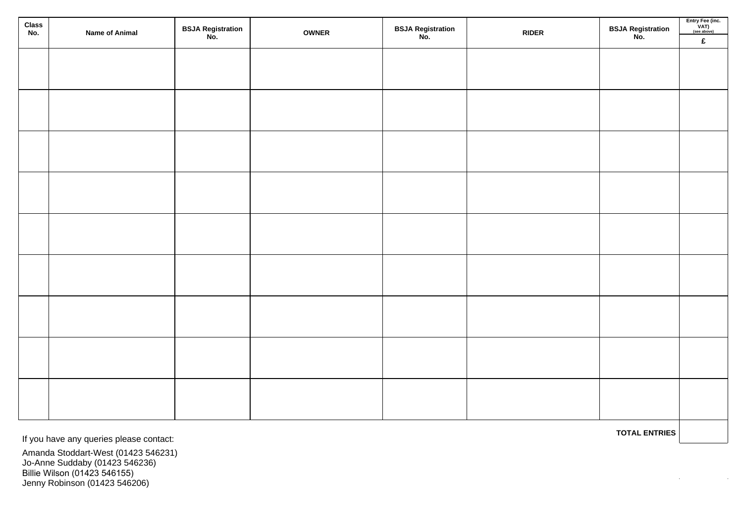| Class No. | Name of Animal | BSJA Registration No. | OWNER | BSJA Registration No. | RIDER | BSJA Registration No. | Entry Fee (inc. VAT) (see above) £ |
|---|---|---|---|---|---|---|---|
| | | | | | | | |
| | | | | | | | |
| | | | | | | | |
| | | | | | | | |
| | | | | | | | |
| | | | | | | | |
| | | | | | | | |
| | | | | | | | |
| | | | | | | | |
| | | | | | | **TOTAL ENTRIES** | |

If you have any queries please contact:

Amanda Stoddart-West (01423 546231)
Jo-Anne Suddaby (01423 546236)
Billie Wilson (01423 546155)
Jenny Robinson (01423 546206)